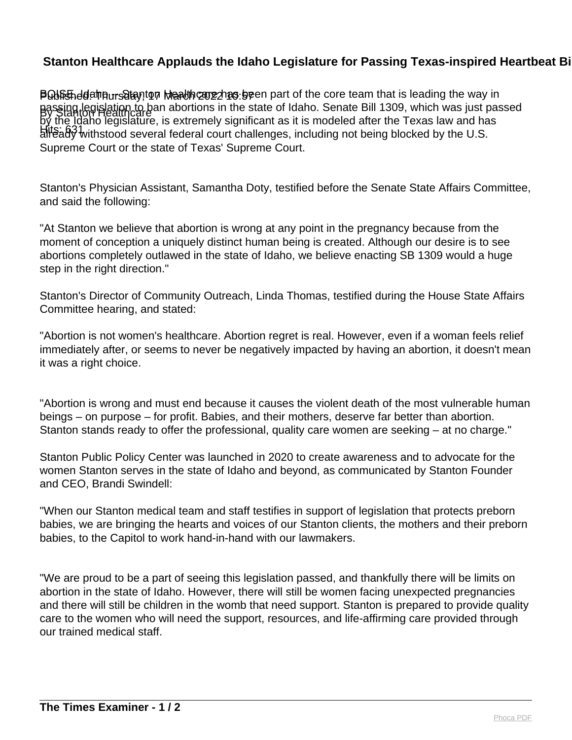# Stanton Healthcare Applauds the Idaho Legislature for Passing Texas-inspired Heartbeat Bi

Published: Thursday, 17 March 2022 10:57
By Stanton Healthcare
Hits: 631

BOISE, Idaho -- Stanton Healthcare has been part of the core team that is leading the way in passing legislation to ban abortions in the state of Idaho. Senate Bill 1309, which was just passed by the Idaho legislature, is extremely significant as it is modeled after the Texas law and has already withstood several federal court challenges, including not being blocked by the U.S. Supreme Court or the state of Texas' Supreme Court.

Stanton's Physician Assistant, Samantha Doty, testified before the Senate State Affairs Committee, and said the following:

"At Stanton we believe that abortion is wrong at any point in the pregnancy because from the moment of conception a uniquely distinct human being is created. Although our desire is to see abortions completely outlawed in the state of Idaho, we believe enacting SB 1309 would a huge step in the right direction."

Stanton's Director of Community Outreach, Linda Thomas, testified during the House State Affairs Committee hearing, and stated:

"Abortion is not women's healthcare. Abortion regret is real. However, even if a woman feels relief immediately after, or seems to never be negatively impacted by having an abortion, it doesn't mean it was a right choice.

"Abortion is wrong and must end because it causes the violent death of the most vulnerable human beings – on purpose – for profit. Babies, and their mothers, deserve far better than abortion. Stanton stands ready to offer the professional, quality care women are seeking – at no charge."

Stanton Public Policy Center was launched in 2020 to create awareness and to advocate for the women Stanton serves in the state of Idaho and beyond, as communicated by Stanton Founder and CEO, Brandi Swindell:

"When our Stanton medical team and staff testifies in support of legislation that protects preborn babies, we are bringing the hearts and voices of our Stanton clients, the mothers and their preborn babies, to the Capitol to work hand-in-hand with our lawmakers.

"We are proud to be a part of seeing this legislation passed, and thankfully there will be limits on abortion in the state of Idaho. However, there will still be women facing unexpected pregnancies and there will still be children in the womb that need support. Stanton is prepared to provide quality care to the women who will need the support, resources, and life-affirming care provided through our trained medical staff.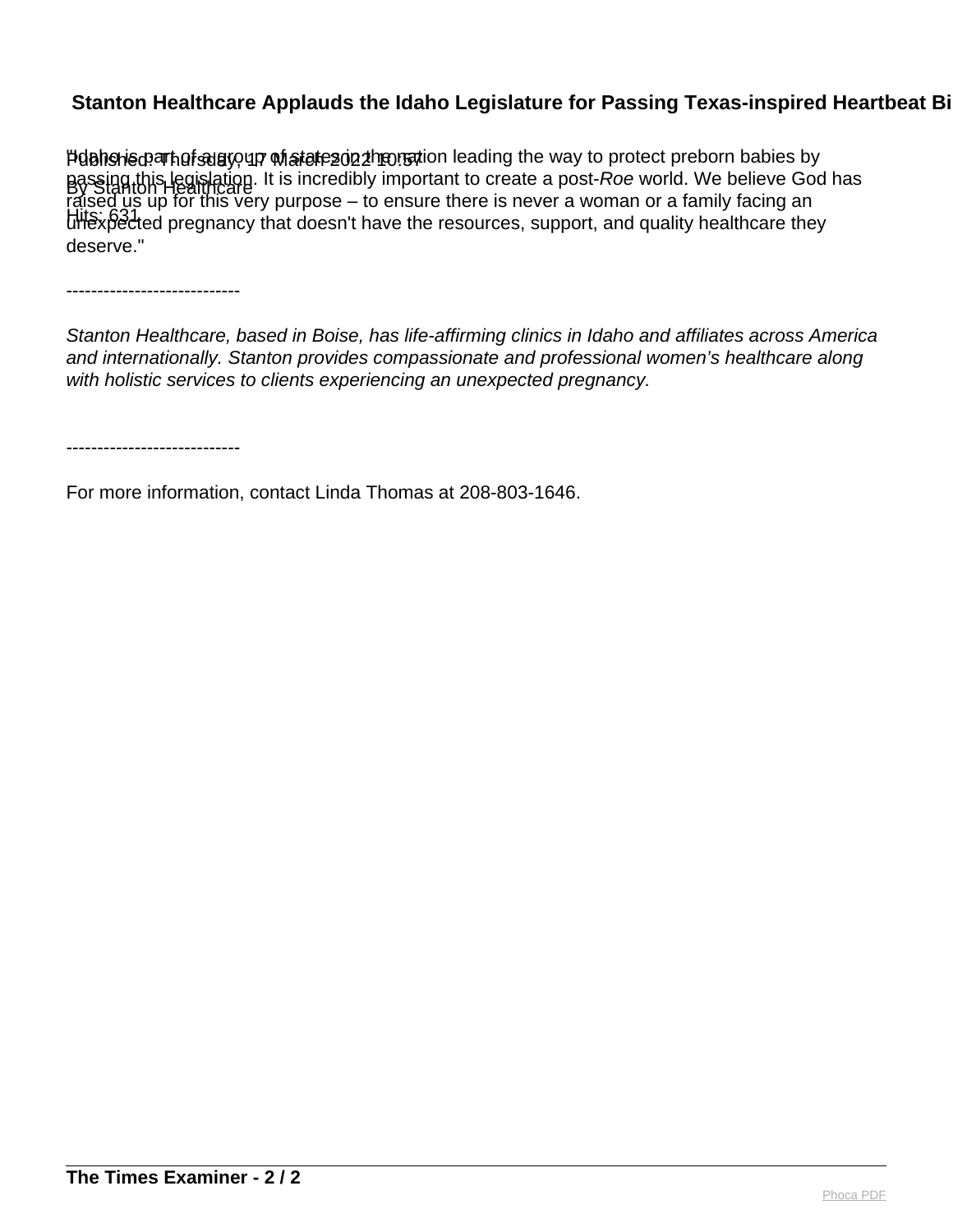"Idaho is part of a group of states in the nation leading the way to protect preborn babies by passing this legislation. It is incredibly important to create a post-*Roe* world. We believe God has raised us up for this very purpose – to ensure there is never a woman or a family facing an unexpected pregnancy that doesn't have the resources, support, and quality healthcare they deserve."

----------------------------

*Stanton Healthcare, based in Boise, has life-affirming clinics in Idaho and affiliates across America and internationally. Stanton provides compassionate and professional women's healthcare along with holistic services to clients experiencing an unexpected pregnancy.*

----------------------------

For more information, contact Linda Thomas at 208-803-1646.